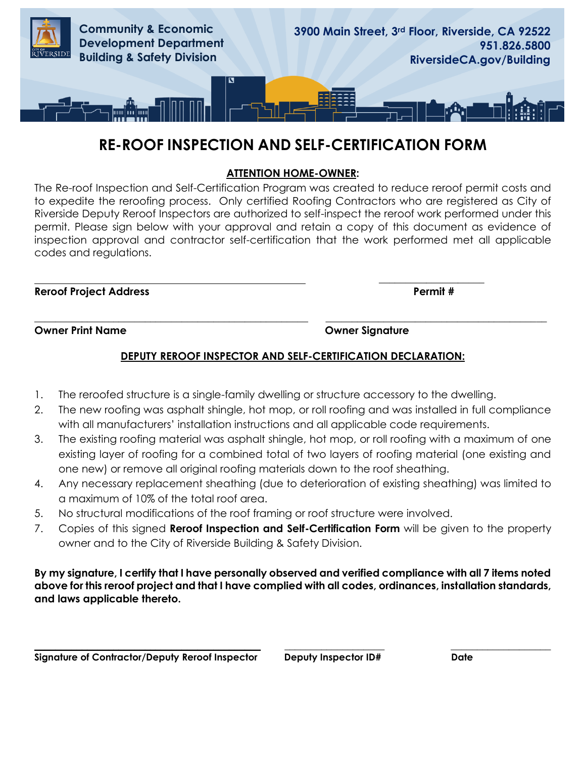Community & Economic Development Department
Building & Safety Division

3900 Main Street, 3rd Floor, Riverside, CA 92522
951.826.5800
RiversideCA.gov/Building

# RE-ROOF INSPECTION AND SELF-CERTIFICATION FORM

**ATTENTION HOME-OWNER:**

The Re-roof Inspection and Self-Certification Program was created to reduce reroof permit costs and to expedite the reroofing process. Only certified Roofing Contractors who are registered as City of Riverside Deputy Reroof Inspectors are authorized to self-inspect the reroof work performed under this permit. Please sign below with your approval and retain a copy of this document as evidence of inspection approval and contractor self-certification that the work performed met all applicable codes and regulations.

______________________________________________________ ____________________

**Reroof Project Address** **Permit #**

______________________________________________________ ____________________________________________

**Owner Print Name** **Owner Signature**

**DEPUTY REROOF INSPECTOR AND SELF-CERTIFICATION DECLARATION:**

1. The reroofed structure is a single-family dwelling or structure accessory to the dwelling.
2. The new roofing was asphalt shingle, hot mop, or roll roofing and was installed in full compliance with all manufacturers' installation instructions and all applicable code requirements.
3. The existing roofing material was asphalt shingle, hot mop, or roll roofing with a maximum of one existing layer of roofing for a combined total of two layers of roofing material (one existing and one new) or remove all original roofing materials down to the roof sheathing.
4. Any necessary replacement sheathing (due to deterioration of existing sheathing) was limited to a maximum of 10% of the total roof area.
5. No structural modifications of the roof framing or roof structure were involved.
7. Copies of this signed **Reroof Inspection and Self-Certification Form** will be given to the property owner and to the City of Riverside Building & Safety Division.

**By my signature, I certify that I have personally observed and verified compliance with all 7 items noted above for this reroof project and that I have complied with all codes, ordinances, installation standards, and laws applicable thereto.**

_____________________________________________ ____________________ ____________________

**Signature of Contractor/Deputy Reroof Inspector** **Deputy Inspector ID#** **Date**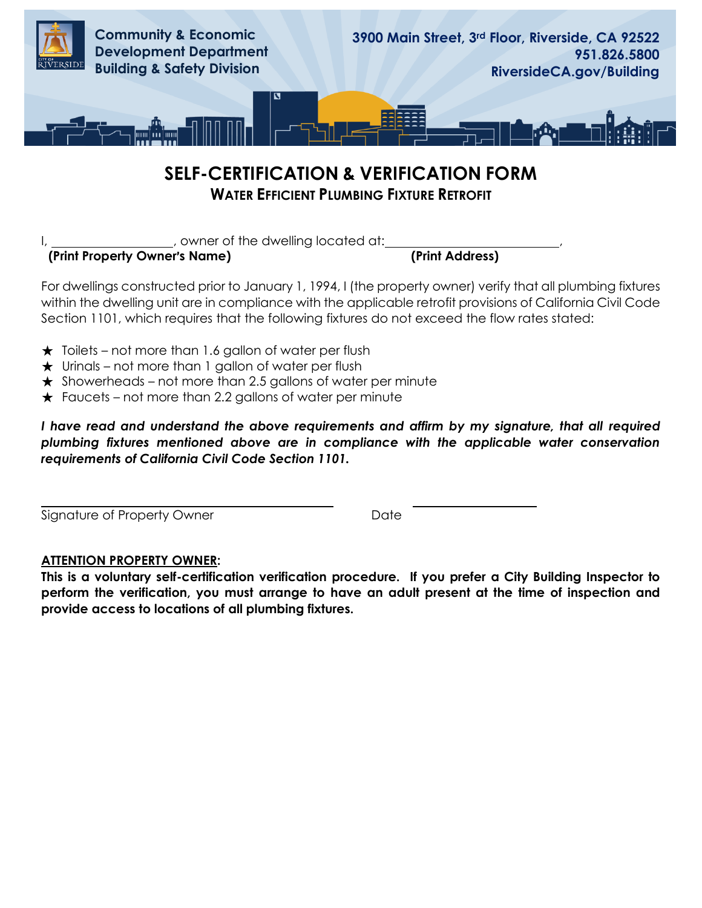Community & Economic Development Department
Building & Safety Division

3900 Main Street, 3rd Floor, Riverside, CA 92522
951.826.5800
RiversideCA.gov/Building

# SELF-CERTIFICATION & VERIFICATION FORM

## WATER EFFICIENT PLUMBING FIXTURE RETROFIT

I, ___________________, owner of the dwelling located at: ___________________________,
**(Print Property Owner's Name)** **(Print Address)**

For dwellings constructed prior to January 1, 1994, I (the property owner) verify that all plumbing fixtures within the dwelling unit are in compliance with the applicable retrofit provisions of California Civil Code Section 1101, which requires that the following fixtures do not exceed the flow rates stated:

- ★ Toilets – not more than 1.6 gallon of water per flush
- ★ Urinals – not more than 1 gallon of water per flush
- ★ Showerheads – not more than 2.5 gallons of water per minute
- ★ Faucets – not more than 2.2 gallons of water per minute

***I have read and understand the above requirements and affirm by my signature, that all required plumbing fixtures mentioned above are in compliance with the applicable water conservation requirements of California Civil Code Section 1101.***

_________________________________ _______________
Signature of Property Owner Date

**ATTENTION PROPERTY OWNER:**

**This is a voluntary self-certification verification procedure. If you prefer a City Building Inspector to perform the verification, you must arrange to have an adult present at the time of inspection and provide access to locations of all plumbing fixtures.**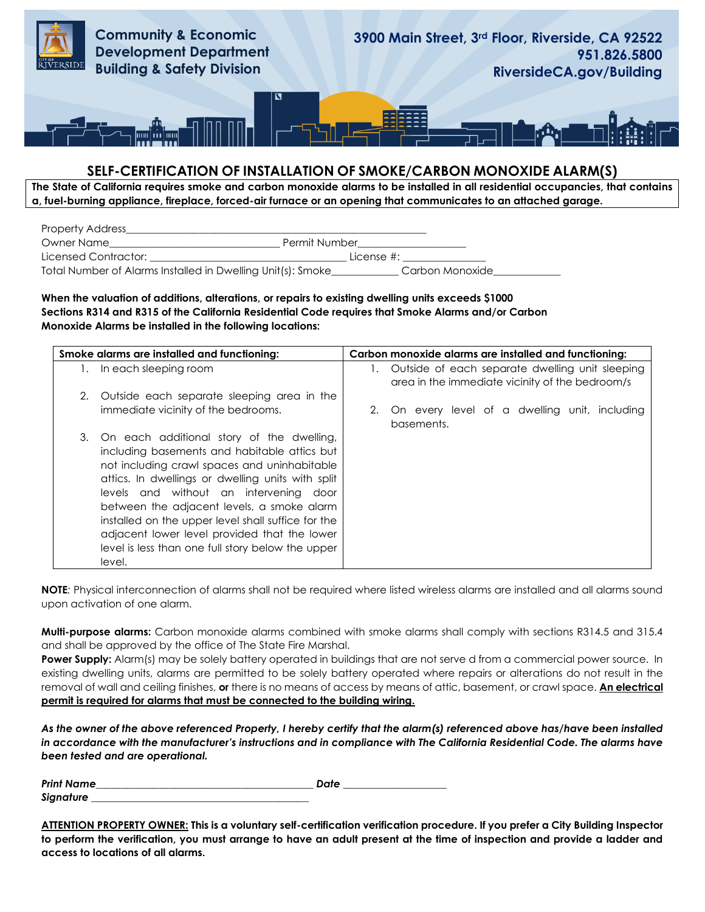Community & Economic Development Department
Building & Safety Division

3900 Main Street, 3rd Floor, Riverside, CA 92522
951.826.5800
RiversideCA.gov/Building

# SELF-CERTIFICATION OF INSTALLATION OF SMOKE/CARBON MONOXIDE ALARM(S)

**The State of California requires smoke and carbon monoxide alarms to be installed in all residential occupancies, that contains a, fuel-burning appliance, fireplace, forced-air furnace or an opening that communicates to an attached garage.**

Property Address_______________________________________________________

Owner Name________________________________ Permit Number___________________

Licensed Contractor: _________________________________ License #: _______________

Total Number of Alarms Installed in Dwelling Unit(s): Smoke____________ Carbon Monoxide____________

**When the valuation of additions, alterations, or repairs to existing dwelling units exceeds $1000 Sections R314 and R315 of the California Residential Code requires that Smoke Alarms and/or Carbon Monoxide Alarms be installed in the following locations:**

| **Smoke alarms are installed and functioning:** | **Carbon monoxide alarms are installed and functioning:** |
|---|---|
| 1. In each sleeping room<br><br>2. Outside each separate sleeping area in the immediate vicinity of the bedrooms.<br><br>3. On each additional story of the dwelling, including basements and habitable attics but not including crawl spaces and uninhabitable attics. In dwellings or dwelling units with split levels and without an intervening door between the adjacent levels, a smoke alarm installed on the upper level shall suffice for the adjacent lower level provided that the lower level is less than one full story below the upper level. | 1. Outside of each separate dwelling unit sleeping area in the immediate vicinity of the bedroom/s<br><br>2. On every level of a dwelling unit, including basements. |

**NOTE***:* Physical interconnection of alarms shall not be required where listed wireless alarms are installed and all alarms sound upon activation of one alarm.

**Multi-purpose alarms:** Carbon monoxide alarms combined with smoke alarms shall comply with sections R314.5 and 315.4 and shall be approved by the office of The State Fire Marshal.

**Power Supply:** Alarm(s) may be solely battery operated in buildings that are not serve d from a commercial power source. In existing dwelling units, alarms are permitted to be solely battery operated where repairs or alterations do not result in the removal of wall and ceiling finishes, **or** there is no means of access by means of attic, basement, or crawl space. **An electrical permit is required for alarms that must be connected to the building wiring.**

***As the owner of the above referenced Property, I hereby certify that the alarm(s) referenced above has/have been installed in accordance with the manufacturer's instructions and in compliance with The California Residential Code. The alarms have been tested and are operational.***

***Print Name***_________________________________________ ***Date*** ____________________

***Signature*** __________________________________________

**ATTENTION PROPERTY OWNER: This is a voluntary self-certification verification procedure. If you prefer a City Building Inspector to perform the verification, you must arrange to have an adult present at the time of inspection and provide a ladder and access to locations of all alarms.**